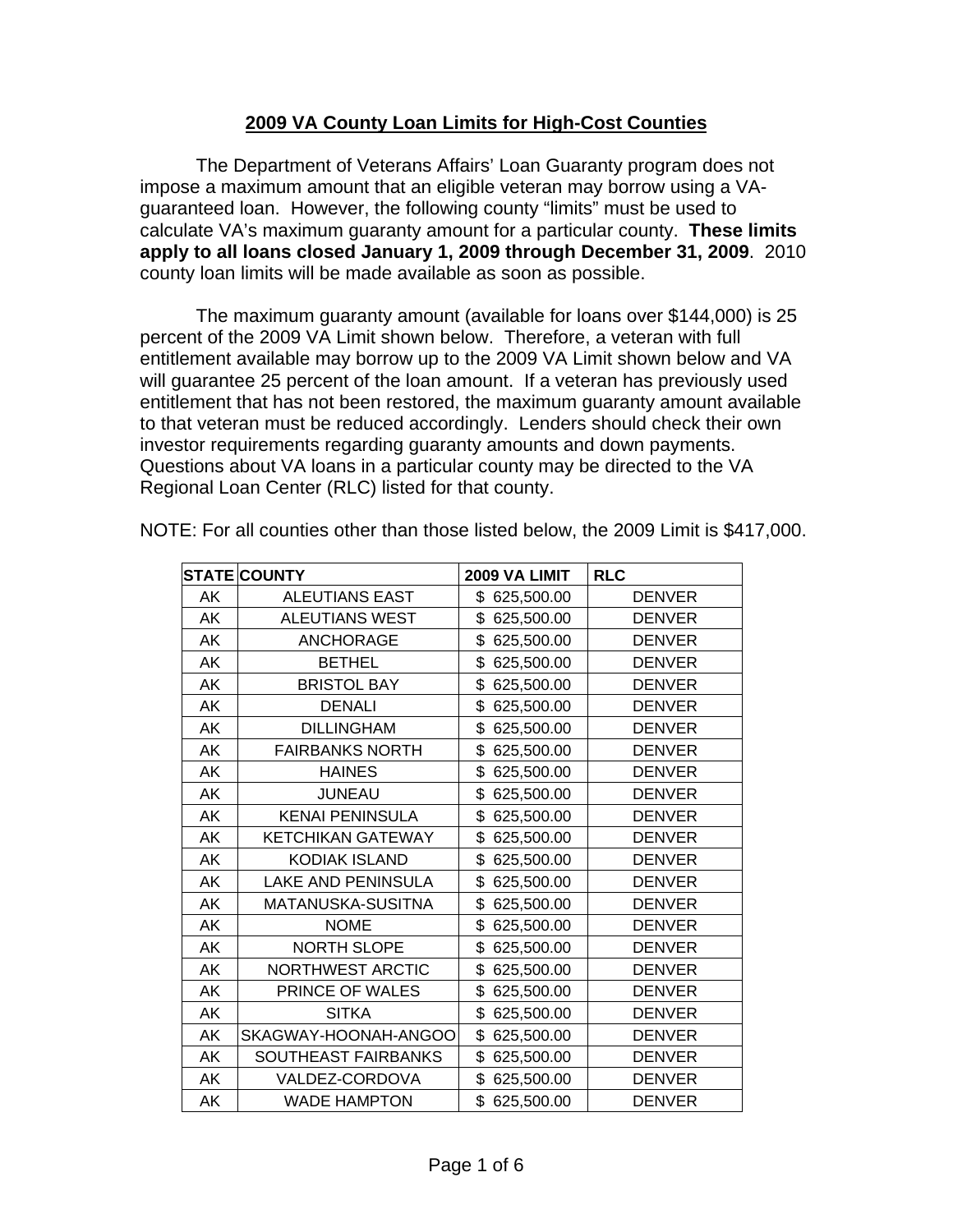# 2009 VA County Loan Limits for High-Cost Counties

The Department of Veterans Affairs' Loan Guaranty program does not impose a maximum amount that an eligible veteran may borrow using a VA-guaranteed loan. However, the following county "limits" must be used to calculate VA's maximum guaranty amount for a particular county. **These limits apply to all loans closed January 1, 2009 through December 31, 2009**. 2010 county loan limits will be made available as soon as possible.

The maximum guaranty amount (available for loans over $144,000) is 25 percent of the 2009 VA Limit shown below. Therefore, a veteran with full entitlement available may borrow up to the 2009 VA Limit shown below and VA will guarantee 25 percent of the loan amount. If a veteran has previously used entitlement that has not been restored, the maximum guaranty amount available to that veteran must be reduced accordingly. Lenders should check their own investor requirements regarding guaranty amounts and down payments. Questions about VA loans in a particular county may be directed to the VA Regional Loan Center (RLC) listed for that county.

NOTE: For all counties other than those listed below, the 2009 Limit is $417,000.

| STATE | COUNTY | 2009 VA LIMIT | RLC |
|---|---|---|---|
| AK | ALEUTIANS EAST | $ 625,500.00 | DENVER |
| AK | ALEUTIANS WEST | $ 625,500.00 | DENVER |
| AK | ANCHORAGE | $ 625,500.00 | DENVER |
| AK | BETHEL | $ 625,500.00 | DENVER |
| AK | BRISTOL BAY | $ 625,500.00 | DENVER |
| AK | DENALI | $ 625,500.00 | DENVER |
| AK | DILLINGHAM | $ 625,500.00 | DENVER |
| AK | FAIRBANKS NORTH | $ 625,500.00 | DENVER |
| AK | HAINES | $ 625,500.00 | DENVER |
| AK | JUNEAU | $ 625,500.00 | DENVER |
| AK | KENAI PENINSULA | $ 625,500.00 | DENVER |
| AK | KETCHIKAN GATEWAY | $ 625,500.00 | DENVER |
| AK | KODIAK ISLAND | $ 625,500.00 | DENVER |
| AK | LAKE AND PENINSULA | $ 625,500.00 | DENVER |
| AK | MATANUSKA-SUSITNA | $ 625,500.00 | DENVER |
| AK | NOME | $ 625,500.00 | DENVER |
| AK | NORTH SLOPE | $ 625,500.00 | DENVER |
| AK | NORTHWEST ARCTIC | $ 625,500.00 | DENVER |
| AK | PRINCE OF WALES | $ 625,500.00 | DENVER |
| AK | SITKA | $ 625,500.00 | DENVER |
| AK | SKAGWAY-HOONAH-ANGOO | $ 625,500.00 | DENVER |
| AK | SOUTHEAST FAIRBANKS | $ 625,500.00 | DENVER |
| AK | VALDEZ-CORDOVA | $ 625,500.00 | DENVER |
| AK | WADE HAMPTON | $ 625,500.00 | DENVER |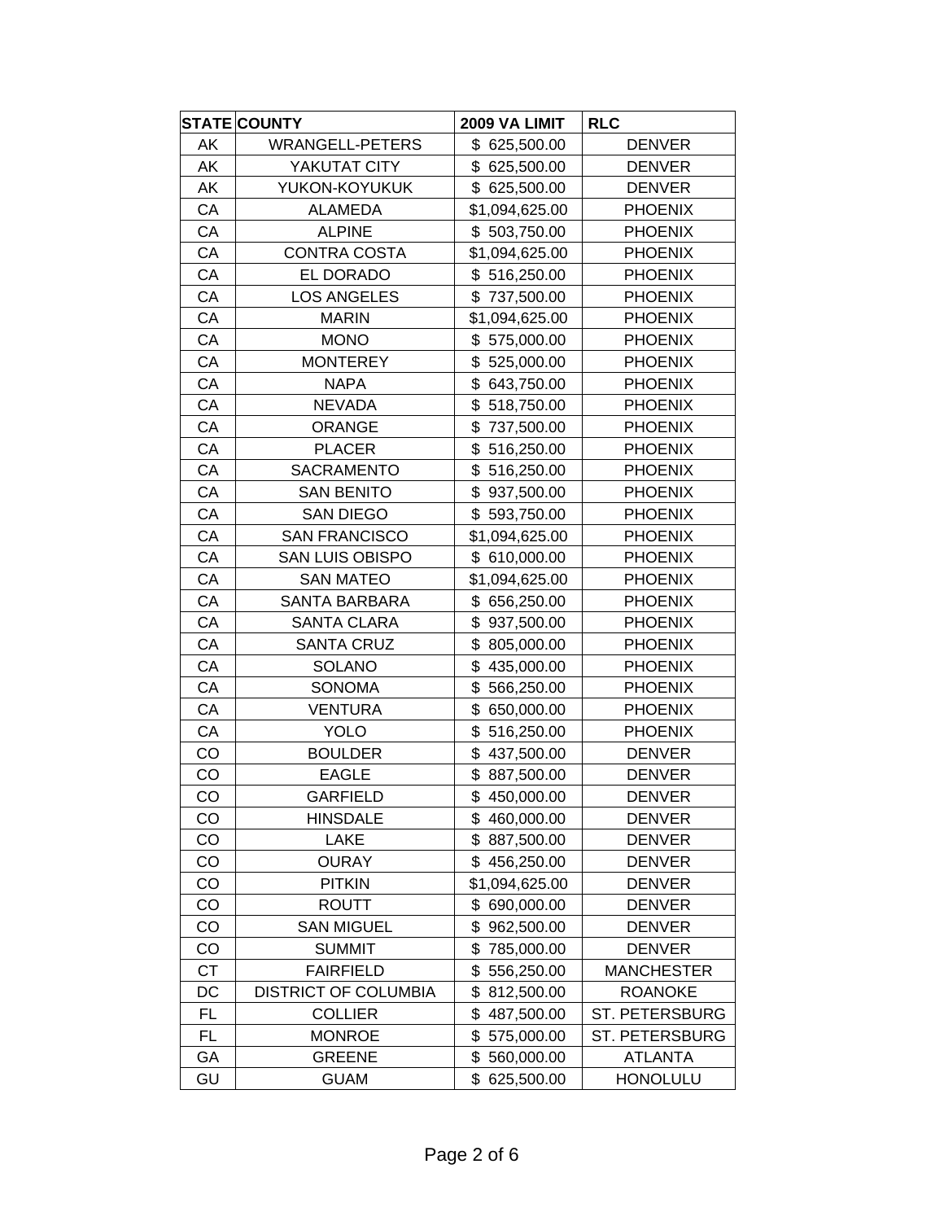| STATE | COUNTY | 2009 VA LIMIT | RLC |
|---|---|---|---|
| AK | WRANGELL-PETERS | $ 625,500.00 | DENVER |
| AK | YAKUTAT CITY | $ 625,500.00 | DENVER |
| AK | YUKON-KOYUKUK | $ 625,500.00 | DENVER |
| CA | ALAMEDA | $1,094,625.00 | PHOENIX |
| CA | ALPINE | $ 503,750.00 | PHOENIX |
| CA | CONTRA COSTA | $1,094,625.00 | PHOENIX |
| CA | EL DORADO | $ 516,250.00 | PHOENIX |
| CA | LOS ANGELES | $ 737,500.00 | PHOENIX |
| CA | MARIN | $1,094,625.00 | PHOENIX |
| CA | MONO | $ 575,000.00 | PHOENIX |
| CA | MONTEREY | $ 525,000.00 | PHOENIX |
| CA | NAPA | $ 643,750.00 | PHOENIX |
| CA | NEVADA | $ 518,750.00 | PHOENIX |
| CA | ORANGE | $ 737,500.00 | PHOENIX |
| CA | PLACER | $ 516,250.00 | PHOENIX |
| CA | SACRAMENTO | $ 516,250.00 | PHOENIX |
| CA | SAN BENITO | $ 937,500.00 | PHOENIX |
| CA | SAN DIEGO | $ 593,750.00 | PHOENIX |
| CA | SAN FRANCISCO | $1,094,625.00 | PHOENIX |
| CA | SAN LUIS OBISPO | $ 610,000.00 | PHOENIX |
| CA | SAN MATEO | $1,094,625.00 | PHOENIX |
| CA | SANTA BARBARA | $ 656,250.00 | PHOENIX |
| CA | SANTA CLARA | $ 937,500.00 | PHOENIX |
| CA | SANTA CRUZ | $ 805,000.00 | PHOENIX |
| CA | SOLANO | $ 435,000.00 | PHOENIX |
| CA | SONOMA | $ 566,250.00 | PHOENIX |
| CA | VENTURA | $ 650,000.00 | PHOENIX |
| CA | YOLO | $ 516,250.00 | PHOENIX |
| CO | BOULDER | $ 437,500.00 | DENVER |
| CO | EAGLE | $ 887,500.00 | DENVER |
| CO | GARFIELD | $ 450,000.00 | DENVER |
| CO | HINSDALE | $ 460,000.00 | DENVER |
| CO | LAKE | $ 887,500.00 | DENVER |
| CO | OURAY | $ 456,250.00 | DENVER |
| CO | PITKIN | $1,094,625.00 | DENVER |
| CO | ROUTT | $ 690,000.00 | DENVER |
| CO | SAN MIGUEL | $ 962,500.00 | DENVER |
| CO | SUMMIT | $ 785,000.00 | DENVER |
| CT | FAIRFIELD | $ 556,250.00 | MANCHESTER |
| DC | DISTRICT OF COLUMBIA | $ 812,500.00 | ROANOKE |
| FL | COLLIER | $ 487,500.00 | ST. PETERSBURG |
| FL | MONROE | $ 575,000.00 | ST. PETERSBURG |
| GA | GREENE | $ 560,000.00 | ATLANTA |
| GU | GUAM | $ 625,500.00 | HONOLULU |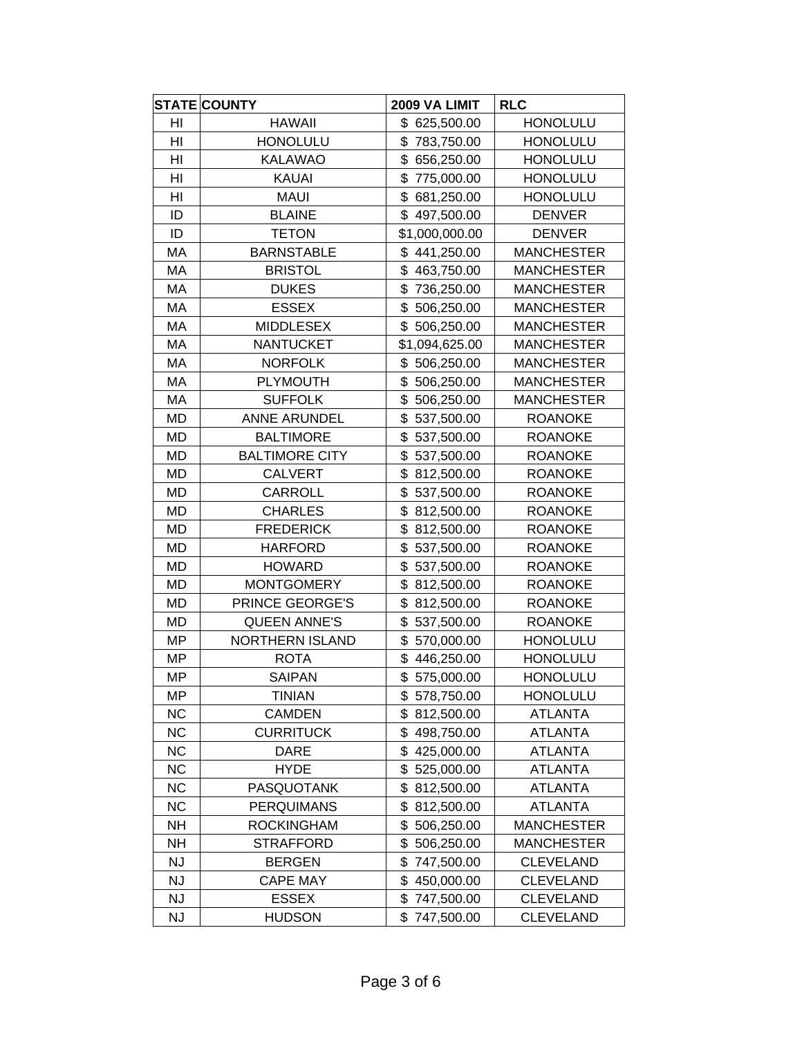| STATE | COUNTY | 2009 VA LIMIT | RLC |
|---|---|---|---|
| HI | HAWAII | $ 625,500.00 | HONOLULU |
| HI | HONOLULU | $ 783,750.00 | HONOLULU |
| HI | KALAWAO | $ 656,250.00 | HONOLULU |
| HI | KAUAI | $ 775,000.00 | HONOLULU |
| HI | MAUI | $ 681,250.00 | HONOLULU |
| ID | BLAINE | $ 497,500.00 | DENVER |
| ID | TETON | $1,000,000.00 | DENVER |
| MA | BARNSTABLE | $ 441,250.00 | MANCHESTER |
| MA | BRISTOL | $ 463,750.00 | MANCHESTER |
| MA | DUKES | $ 736,250.00 | MANCHESTER |
| MA | ESSEX | $ 506,250.00 | MANCHESTER |
| MA | MIDDLESEX | $ 506,250.00 | MANCHESTER |
| MA | NANTUCKET | $1,094,625.00 | MANCHESTER |
| MA | NORFOLK | $ 506,250.00 | MANCHESTER |
| MA | PLYMOUTH | $ 506,250.00 | MANCHESTER |
| MA | SUFFOLK | $ 506,250.00 | MANCHESTER |
| MD | ANNE ARUNDEL | $ 537,500.00 | ROANOKE |
| MD | BALTIMORE | $ 537,500.00 | ROANOKE |
| MD | BALTIMORE CITY | $ 537,500.00 | ROANOKE |
| MD | CALVERT | $ 812,500.00 | ROANOKE |
| MD | CARROLL | $ 537,500.00 | ROANOKE |
| MD | CHARLES | $ 812,500.00 | ROANOKE |
| MD | FREDERICK | $ 812,500.00 | ROANOKE |
| MD | HARFORD | $ 537,500.00 | ROANOKE |
| MD | HOWARD | $ 537,500.00 | ROANOKE |
| MD | MONTGOMERY | $ 812,500.00 | ROANOKE |
| MD | PRINCE GEORGE'S | $ 812,500.00 | ROANOKE |
| MD | QUEEN ANNE'S | $ 537,500.00 | ROANOKE |
| MP | NORTHERN ISLAND | $ 570,000.00 | HONOLULU |
| MP | ROTA | $ 446,250.00 | HONOLULU |
| MP | SAIPAN | $ 575,000.00 | HONOLULU |
| MP | TINIAN | $ 578,750.00 | HONOLULU |
| NC | CAMDEN | $ 812,500.00 | ATLANTA |
| NC | CURRITUCK | $ 498,750.00 | ATLANTA |
| NC | DARE | $ 425,000.00 | ATLANTA |
| NC | HYDE | $ 525,000.00 | ATLANTA |
| NC | PASQUOTANK | $ 812,500.00 | ATLANTA |
| NC | PERQUIMANS | $ 812,500.00 | ATLANTA |
| NH | ROCKINGHAM | $ 506,250.00 | MANCHESTER |
| NH | STRAFFORD | $ 506,250.00 | MANCHESTER |
| NJ | BERGEN | $ 747,500.00 | CLEVELAND |
| NJ | CAPE MAY | $ 450,000.00 | CLEVELAND |
| NJ | ESSEX | $ 747,500.00 | CLEVELAND |
| NJ | HUDSON | $ 747,500.00 | CLEVELAND |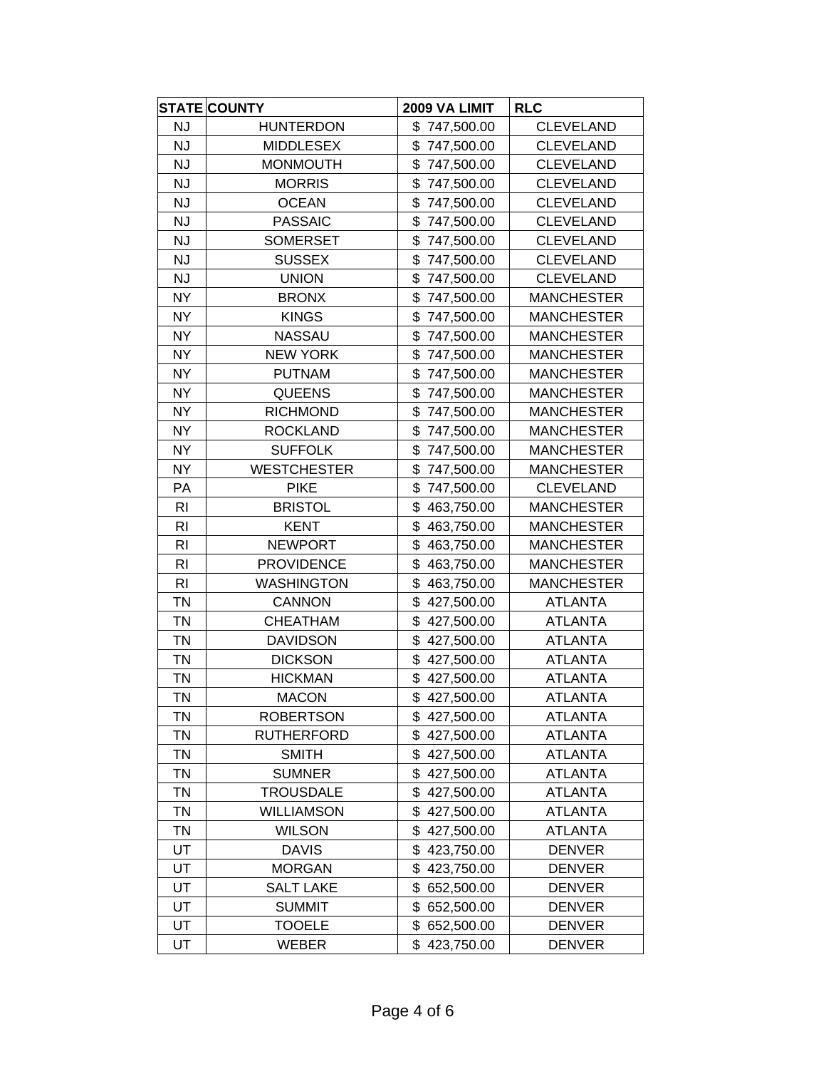| STATE | COUNTY | 2009 VA LIMIT | RLC |
|---|---|---|---|
| NJ | HUNTERDON | $ 747,500.00 | CLEVELAND |
| NJ | MIDDLESEX | $ 747,500.00 | CLEVELAND |
| NJ | MONMOUTH | $ 747,500.00 | CLEVELAND |
| NJ | MORRIS | $ 747,500.00 | CLEVELAND |
| NJ | OCEAN | $ 747,500.00 | CLEVELAND |
| NJ | PASSAIC | $ 747,500.00 | CLEVELAND |
| NJ | SOMERSET | $ 747,500.00 | CLEVELAND |
| NJ | SUSSEX | $ 747,500.00 | CLEVELAND |
| NJ | UNION | $ 747,500.00 | CLEVELAND |
| NY | BRONX | $ 747,500.00 | MANCHESTER |
| NY | KINGS | $ 747,500.00 | MANCHESTER |
| NY | NASSAU | $ 747,500.00 | MANCHESTER |
| NY | NEW YORK | $ 747,500.00 | MANCHESTER |
| NY | PUTNAM | $ 747,500.00 | MANCHESTER |
| NY | QUEENS | $ 747,500.00 | MANCHESTER |
| NY | RICHMOND | $ 747,500.00 | MANCHESTER |
| NY | ROCKLAND | $ 747,500.00 | MANCHESTER |
| NY | SUFFOLK | $ 747,500.00 | MANCHESTER |
| NY | WESTCHESTER | $ 747,500.00 | MANCHESTER |
| PA | PIKE | $ 747,500.00 | CLEVELAND |
| RI | BRISTOL | $ 463,750.00 | MANCHESTER |
| RI | KENT | $ 463,750.00 | MANCHESTER |
| RI | NEWPORT | $ 463,750.00 | MANCHESTER |
| RI | PROVIDENCE | $ 463,750.00 | MANCHESTER |
| RI | WASHINGTON | $ 463,750.00 | MANCHESTER |
| TN | CANNON | $ 427,500.00 | ATLANTA |
| TN | CHEATHAM | $ 427,500.00 | ATLANTA |
| TN | DAVIDSON | $ 427,500.00 | ATLANTA |
| TN | DICKSON | $ 427,500.00 | ATLANTA |
| TN | HICKMAN | $ 427,500.00 | ATLANTA |
| TN | MACON | $ 427,500.00 | ATLANTA |
| TN | ROBERTSON | $ 427,500.00 | ATLANTA |
| TN | RUTHERFORD | $ 427,500.00 | ATLANTA |
| TN | SMITH | $ 427,500.00 | ATLANTA |
| TN | SUMNER | $ 427,500.00 | ATLANTA |
| TN | TROUSDALE | $ 427,500.00 | ATLANTA |
| TN | WILLIAMSON | $ 427,500.00 | ATLANTA |
| TN | WILSON | $ 427,500.00 | ATLANTA |
| UT | DAVIS | $ 423,750.00 | DENVER |
| UT | MORGAN | $ 423,750.00 | DENVER |
| UT | SALT LAKE | $ 652,500.00 | DENVER |
| UT | SUMMIT | $ 652,500.00 | DENVER |
| UT | TOOELE | $ 652,500.00 | DENVER |
| UT | WEBER | $ 423,750.00 | DENVER |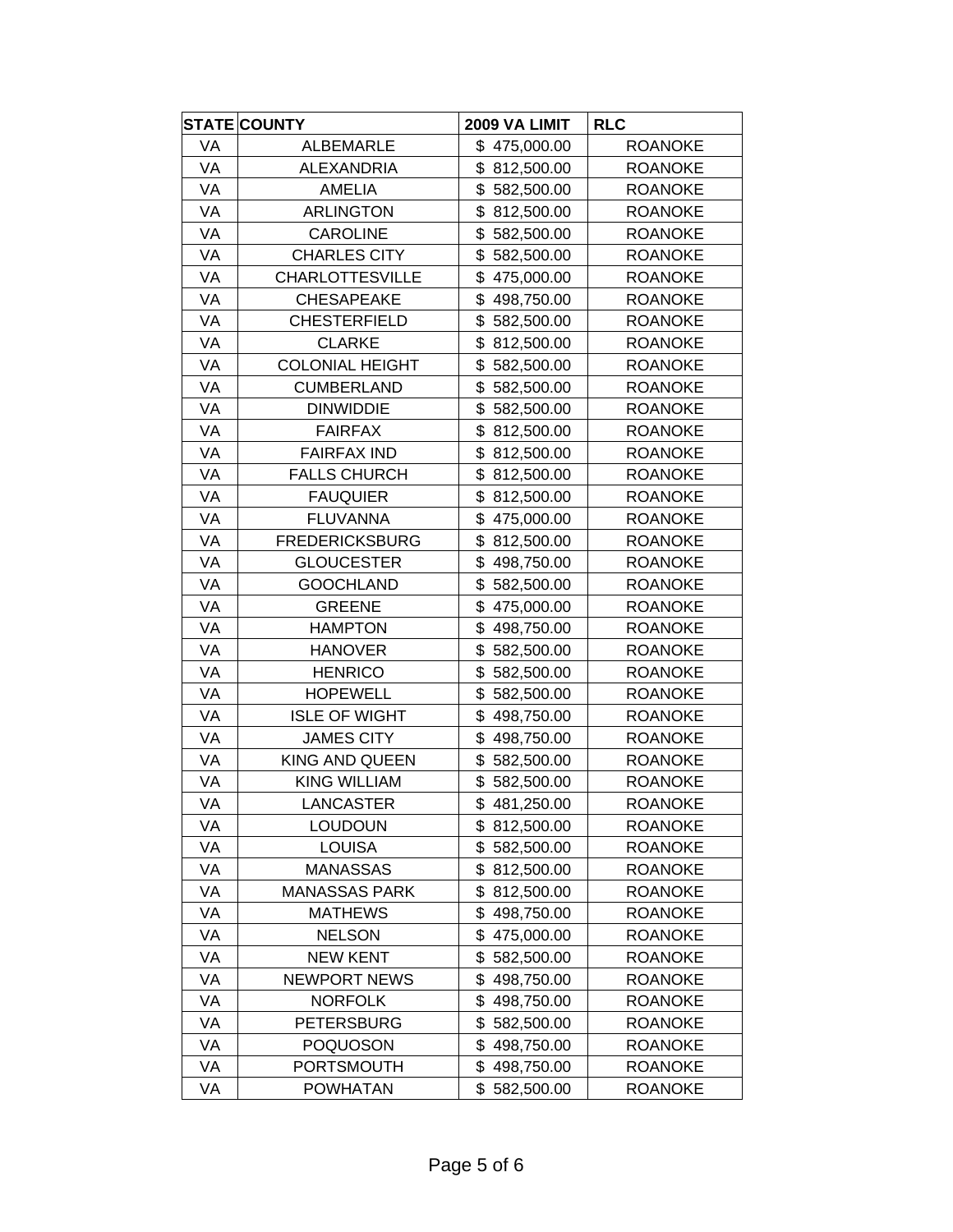| STATE | COUNTY | 2009 VA LIMIT | RLC |
|---|---|---|---|
| VA | ALBEMARLE | $ 475,000.00 | ROANOKE |
| VA | ALEXANDRIA | $ 812,500.00 | ROANOKE |
| VA | AMELIA | $ 582,500.00 | ROANOKE |
| VA | ARLINGTON | $ 812,500.00 | ROANOKE |
| VA | CAROLINE | $ 582,500.00 | ROANOKE |
| VA | CHARLES CITY | $ 582,500.00 | ROANOKE |
| VA | CHARLOTTESVILLE | $ 475,000.00 | ROANOKE |
| VA | CHESAPEAKE | $ 498,750.00 | ROANOKE |
| VA | CHESTERFIELD | $ 582,500.00 | ROANOKE |
| VA | CLARKE | $ 812,500.00 | ROANOKE |
| VA | COLONIAL HEIGHT | $ 582,500.00 | ROANOKE |
| VA | CUMBERLAND | $ 582,500.00 | ROANOKE |
| VA | DINWIDDIE | $ 582,500.00 | ROANOKE |
| VA | FAIRFAX | $ 812,500.00 | ROANOKE |
| VA | FAIRFAX IND | $ 812,500.00 | ROANOKE |
| VA | FALLS CHURCH | $ 812,500.00 | ROANOKE |
| VA | FAUQUIER | $ 812,500.00 | ROANOKE |
| VA | FLUVANNA | $ 475,000.00 | ROANOKE |
| VA | FREDERICKSBURG | $ 812,500.00 | ROANOKE |
| VA | GLOUCESTER | $ 498,750.00 | ROANOKE |
| VA | GOOCHLAND | $ 582,500.00 | ROANOKE |
| VA | GREENE | $ 475,000.00 | ROANOKE |
| VA | HAMPTON | $ 498,750.00 | ROANOKE |
| VA | HANOVER | $ 582,500.00 | ROANOKE |
| VA | HENRICO | $ 582,500.00 | ROANOKE |
| VA | HOPEWELL | $ 582,500.00 | ROANOKE |
| VA | ISLE OF WIGHT | $ 498,750.00 | ROANOKE |
| VA | JAMES CITY | $ 498,750.00 | ROANOKE |
| VA | KING AND QUEEN | $ 582,500.00 | ROANOKE |
| VA | KING WILLIAM | $ 582,500.00 | ROANOKE |
| VA | LANCASTER | $ 481,250.00 | ROANOKE |
| VA | LOUDOUN | $ 812,500.00 | ROANOKE |
| VA | LOUISA | $ 582,500.00 | ROANOKE |
| VA | MANASSAS | $ 812,500.00 | ROANOKE |
| VA | MANASSAS PARK | $ 812,500.00 | ROANOKE |
| VA | MATHEWS | $ 498,750.00 | ROANOKE |
| VA | NELSON | $ 475,000.00 | ROANOKE |
| VA | NEW KENT | $ 582,500.00 | ROANOKE |
| VA | NEWPORT NEWS | $ 498,750.00 | ROANOKE |
| VA | NORFOLK | $ 498,750.00 | ROANOKE |
| VA | PETERSBURG | $ 582,500.00 | ROANOKE |
| VA | POQUOSON | $ 498,750.00 | ROANOKE |
| VA | PORTSMOUTH | $ 498,750.00 | ROANOKE |
| VA | POWHATAN | $ 582,500.00 | ROANOKE |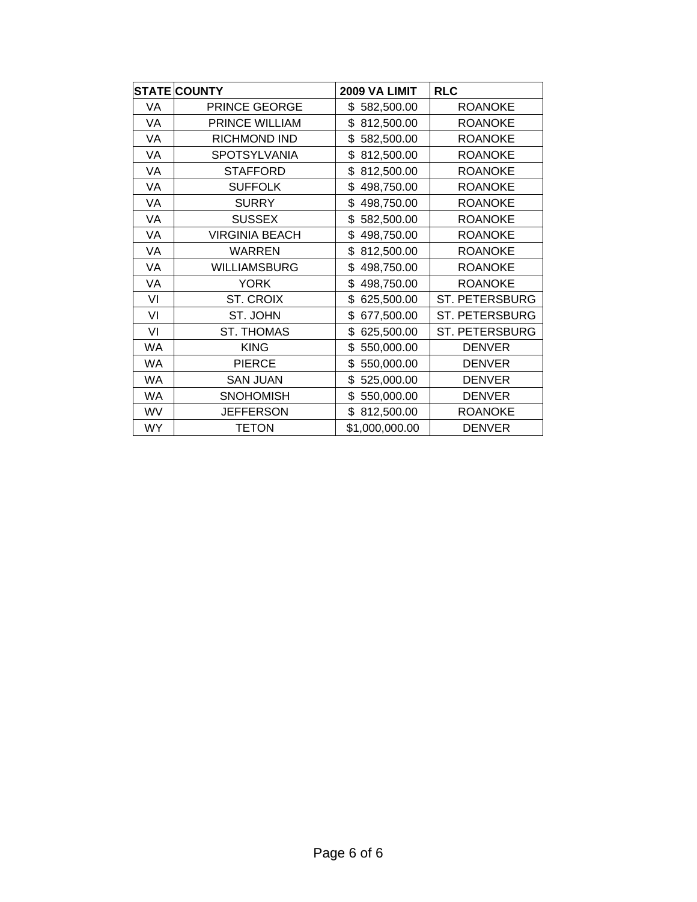| STATE | COUNTY | 2009 VA LIMIT | RLC |
|---|---|---|---|
| VA | PRINCE GEORGE | $ 582,500.00 | ROANOKE |
| VA | PRINCE WILLIAM | $ 812,500.00 | ROANOKE |
| VA | RICHMOND IND | $ 582,500.00 | ROANOKE |
| VA | SPOTSYLVANIA | $ 812,500.00 | ROANOKE |
| VA | STAFFORD | $ 812,500.00 | ROANOKE |
| VA | SUFFOLK | $ 498,750.00 | ROANOKE |
| VA | SURRY | $ 498,750.00 | ROANOKE |
| VA | SUSSEX | $ 582,500.00 | ROANOKE |
| VA | VIRGINIA BEACH | $ 498,750.00 | ROANOKE |
| VA | WARREN | $ 812,500.00 | ROANOKE |
| VA | WILLIAMSBURG | $ 498,750.00 | ROANOKE |
| VA | YORK | $ 498,750.00 | ROANOKE |
| VI | ST. CROIX | $ 625,500.00 | ST. PETERSBURG |
| VI | ST. JOHN | $ 677,500.00 | ST. PETERSBURG |
| VI | ST. THOMAS | $ 625,500.00 | ST. PETERSBURG |
| WA | KING | $ 550,000.00 | DENVER |
| WA | PIERCE | $ 550,000.00 | DENVER |
| WA | SAN JUAN | $ 525,000.00 | DENVER |
| WA | SNOHOMISH | $ 550,000.00 | DENVER |
| WV | JEFFERSON | $ 812,500.00 | ROANOKE |
| WY | TETON | $1,000,000.00 | DENVER |